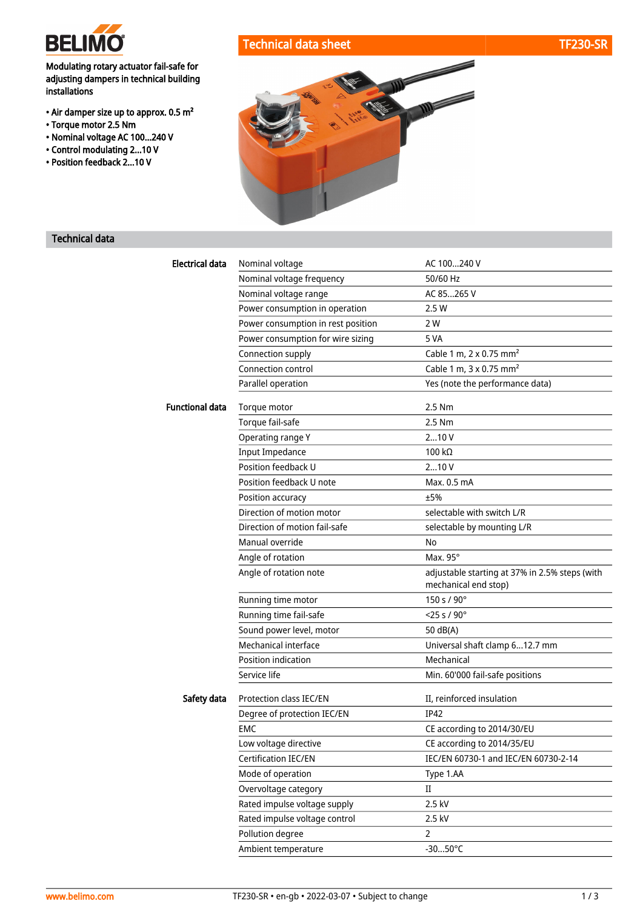# Technical data sheet — TF230-SR

**Modulating rotary actuator fail-safe for adjusting dampers in technical building installations**

- Air damper size up to approx. 0.5 m²
- Torque motor 2.5 Nm
- Nominal voltage AC 100...240 V
- Control modulating 2...10 V
- Position feedback 2...10 V

## Technical data

| | | |
|---|---|---|
| **Electrical data** | Nominal voltage | AC 100...240 V |
| | Nominal voltage frequency | 50/60 Hz |
| | Nominal voltage range | AC 85...265 V |
| | Power consumption in operation | 2.5 W |
| | Power consumption in rest position | 2 W |
| | Power consumption for wire sizing | 5 VA |
| | Connection supply | Cable 1 m, 2 x 0.75 mm² |
| | Connection control | Cable 1 m, 3 x 0.75 mm² |
| | Parallel operation | Yes (note the performance data) |
| **Functional data** | Torque motor | 2.5 Nm |
| | Torque fail-safe | 2.5 Nm |
| | Operating range Y | 2...10 V |
| | Input Impedance | 100 kΩ |
| | Position feedback U | 2...10 V |
| | Position feedback U note | Max. 0.5 mA |
| | Position accuracy | ±5% |
| | Direction of motion motor | selectable with switch L/R |
| | Direction of motion fail-safe | selectable by mounting L/R |
| | Manual override | No |
| | Angle of rotation | Max. 95° |
| | Angle of rotation note | adjustable starting at 37% in 2.5% steps (with mechanical end stop) |
| | Running time motor | 150 s / 90° |
| | Running time fail-safe | <25 s / 90° |
| | Sound power level, motor | 50 dB(A) |
| | Mechanical interface | Universal shaft clamp 6...12.7 mm |
| | Position indication | Mechanical |
| | Service life | Min. 60'000 fail-safe positions |
| **Safety data** | Protection class IEC/EN | II, reinforced insulation |
| | Degree of protection IEC/EN | IP42 |
| | EMC | CE according to 2014/30/EU |
| | Low voltage directive | CE according to 2014/35/EU |
| | Certification IEC/EN | IEC/EN 60730-1 and IEC/EN 60730-2-14 |
| | Mode of operation | Type 1.AA |
| | Overvoltage category | II |
| | Rated impulse voltage supply | 2.5 kV |
| | Rated impulse voltage control | 2.5 kV |
| | Pollution degree | 2 |
| | Ambient temperature | -30...50°C |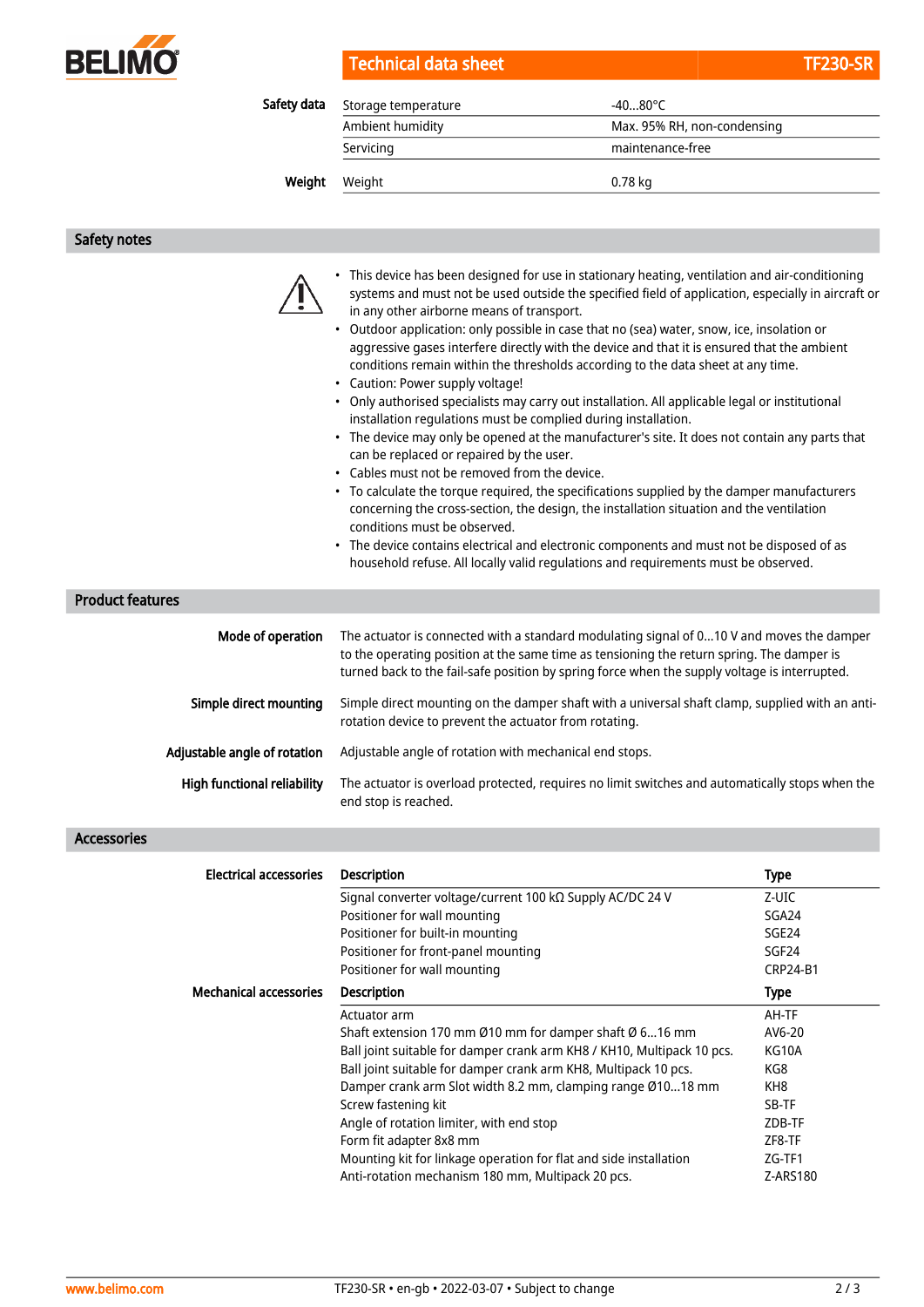| Safety data | | |
|---|---|---|
| | Storage temperature | -40...80°C |
| | Ambient humidity | Max. 95% RH, non-condensing |
| | Servicing | maintenance-free |

| Weight | | |
|---|---|---|
| | Weight | 0.78 kg |

## Safety notes

- This device has been designed for use in stationary heating, ventilation and air-conditioning systems and must not be used outside the specified field of application, especially in aircraft or in any other airborne means of transport.
- Outdoor application: only possible in case that no (sea) water, snow, ice, insolation or aggressive gases interfere directly with the device and that it is ensured that the ambient conditions remain within the thresholds according to the data sheet at any time.
- Caution: Power supply voltage!
- Only authorised specialists may carry out installation. All applicable legal or institutional installation regulations must be complied during installation.
- The device may only be opened at the manufacturer's site. It does not contain any parts that can be replaced or repaired by the user.
- Cables must not be removed from the device.
- To calculate the torque required, the specifications supplied by the damper manufacturers concerning the cross-section, the design, the installation situation and the ventilation conditions must be observed.
- The device contains electrical and electronic components and must not be disposed of as household refuse. All locally valid regulations and requirements must be observed.

## Product features

**Mode of operation**
The actuator is connected with a standard modulating signal of 0...10 V and moves the damper to the operating position at the same time as tensioning the return spring. The damper is turned back to the fail-safe position by spring force when the supply voltage is interrupted.

**Simple direct mounting**
Simple direct mounting on the damper shaft with a universal shaft clamp, supplied with an anti-rotation device to prevent the actuator from rotating.

**Adjustable angle of rotation**
Adjustable angle of rotation with mechanical end stops.

**High functional reliability**
The actuator is overload protected, requires no limit switches and automatically stops when the end stop is reached.

## Accessories

**Electrical accessories**

| Description | Type |
|---|---|
| Signal converter voltage/current 100 kΩ Supply AC/DC 24 V | Z-UIC |
| Positioner for wall mounting | SGA24 |
| Positioner for built-in mounting | SGE24 |
| Positioner for front-panel mounting | SGF24 |
| Positioner for wall mounting | CRP24-B1 |

**Mechanical accessories**

| Description | Type |
|---|---|
| Actuator arm | AH-TF |
| Shaft extension 170 mm Ø10 mm for damper shaft Ø 6...16 mm | AV6-20 |
| Ball joint suitable for damper crank arm KH8 / KH10, Multipack 10 pcs. | KG10A |
| Ball joint suitable for damper crank arm KH8, Multipack 10 pcs. | KG8 |
| Damper crank arm Slot width 8.2 mm, clamping range Ø10...18 mm | KH8 |
| Screw fastening kit | SB-TF |
| Angle of rotation limiter, with end stop | ZDB-TF |
| Form fit adapter 8x8 mm | ZF8-TF |
| Mounting kit for linkage operation for flat and side installation | ZG-TF1 |
| Anti-rotation mechanism 180 mm, Multipack 20 pcs. | Z-ARS180 |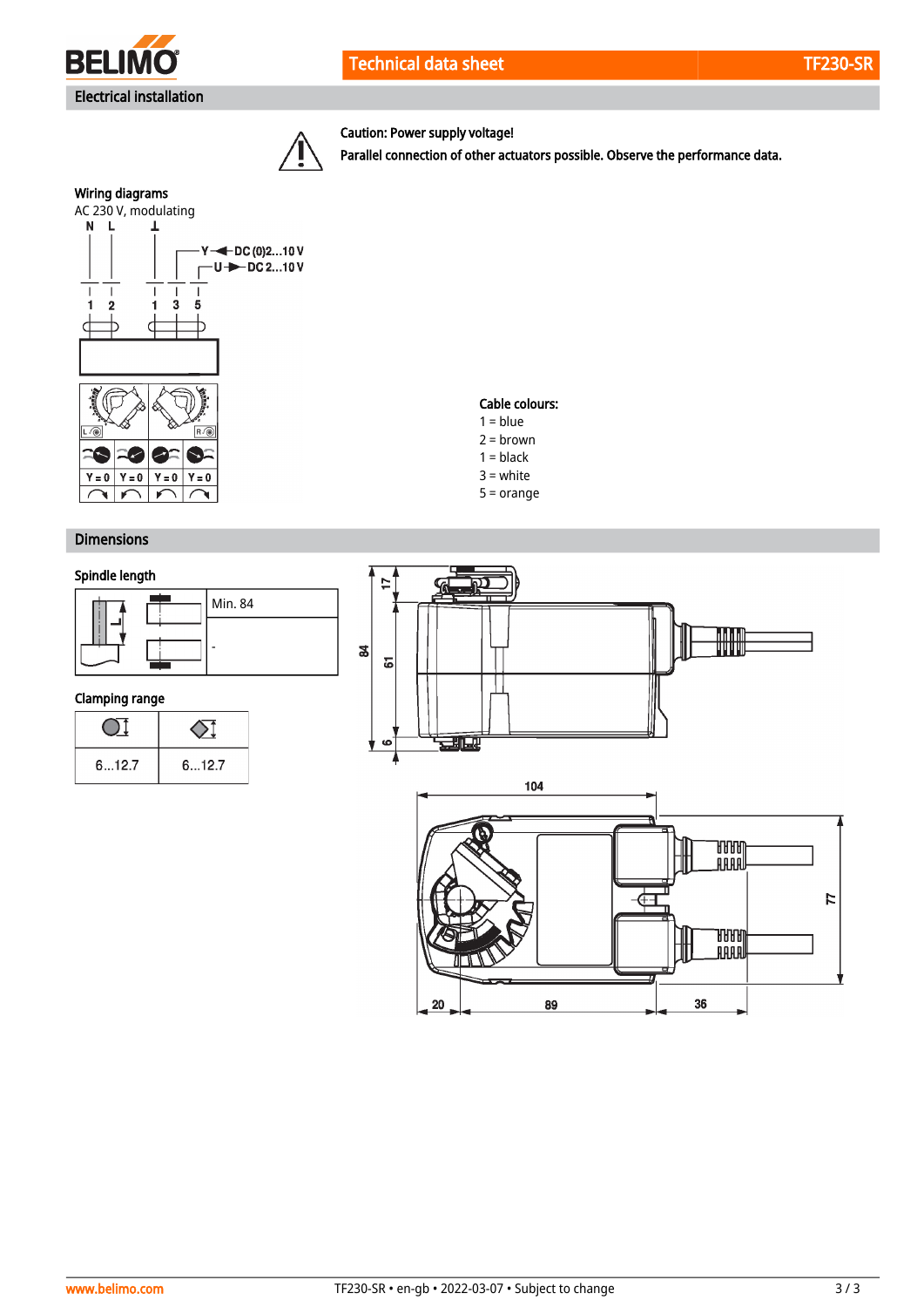## Electrical installation

**Caution: Power supply voltage!**

**Parallel connection of other actuators possible. Observe the performance data.**

### Wiring diagrams

AC 230 V, modulating

N L ⊥

Y ◄ DC (0)2...10 V

U ► DC 2...10 V

1 2 1 3 5

Y = 0 Y = 0 Y = 0 Y = 0

**Cable colours:**

1 = blue
2 = brown
1 = black
3 = white
5 = orange

## Dimensions

### Spindle length

| | |
|---|---|
| L | Min. 84 |
| | - |

### Clamping range

| ● | ◆ |
|---|---|
| 6...12.7 | 6...12.7 |

17
84
61
6
104
77
20
89
36